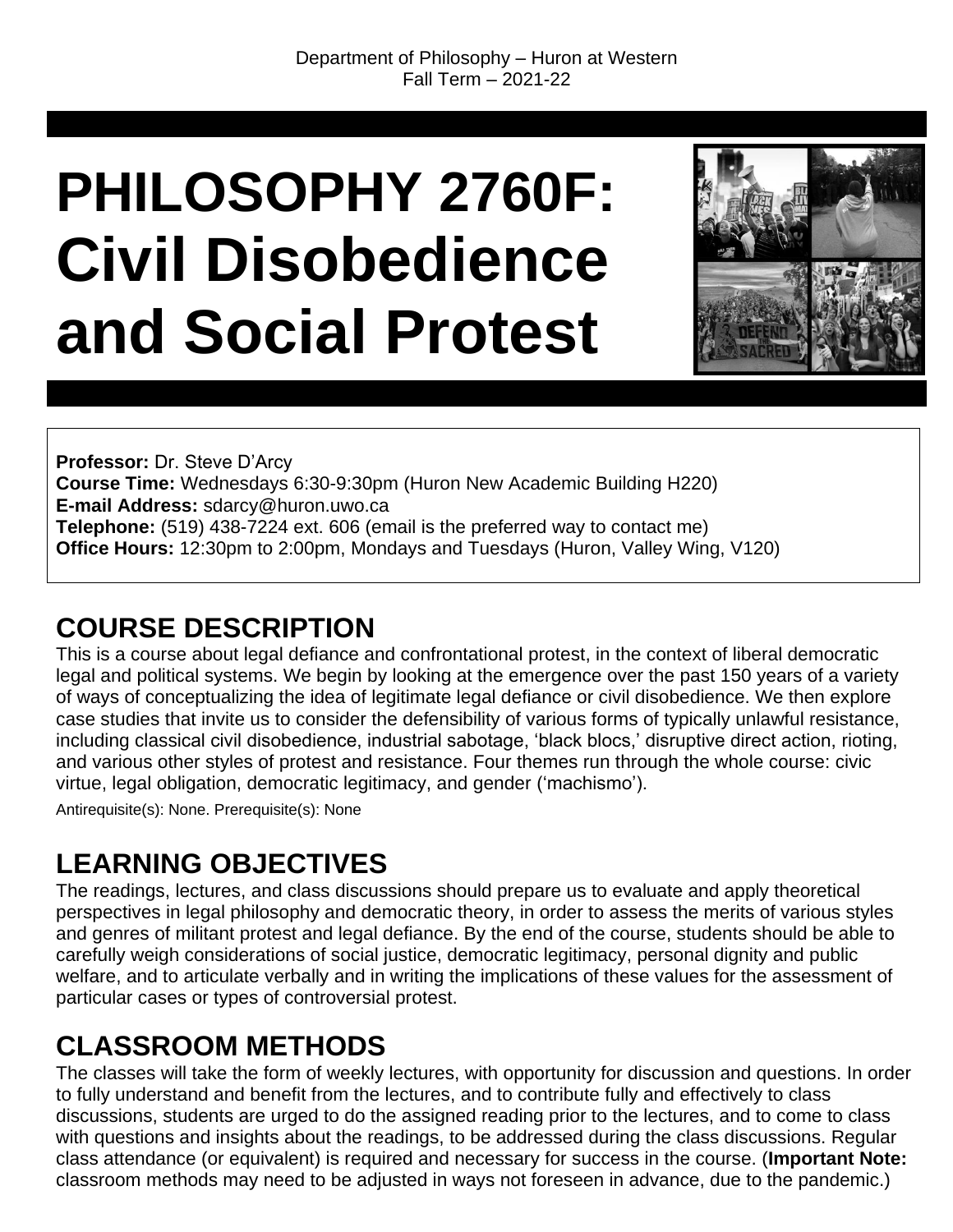Department of Philosophy – Huron at Western
Fall Term – 2021-22

# PHILOSOPHY 2760F: Civil Disobedience and Social Protest

**Professor:** Dr. Steve D'Arcy
**Course Time:** Wednesdays 6:30-9:30pm (Huron New Academic Building H220)
**E-mail Address:** sdarcy@huron.uwo.ca
**Telephone:** (519) 438-7224 ext. 606 (email is the preferred way to contact me)
**Office Hours:** 12:30pm to 2:00pm, Mondays and Tuesdays (Huron, Valley Wing, V120)

## COURSE DESCRIPTION

This is a course about legal defiance and confrontational protest, in the context of liberal democratic legal and political systems. We begin by looking at the emergence over the past 150 years of a variety of ways of conceptualizing the idea of legitimate legal defiance or civil disobedience. We then explore case studies that invite us to consider the defensibility of various forms of typically unlawful resistance, including classical civil disobedience, industrial sabotage, 'black blocs,' disruptive direct action, rioting, and various other styles of protest and resistance. Four themes run through the whole course: civic virtue, legal obligation, democratic legitimacy, and gender ('machismo').

Antirequisite(s): None. Prerequisite(s): None

## LEARNING OBJECTIVES

The readings, lectures, and class discussions should prepare us to evaluate and apply theoretical perspectives in legal philosophy and democratic theory, in order to assess the merits of various styles and genres of militant protest and legal defiance. By the end of the course, students should be able to carefully weigh considerations of social justice, democratic legitimacy, personal dignity and public welfare, and to articulate verbally and in writing the implications of these values for the assessment of particular cases or types of controversial protest.

## CLASSROOM METHODS

The classes will take the form of weekly lectures, with opportunity for discussion and questions. In order to fully understand and benefit from the lectures, and to contribute fully and effectively to class discussions, students are urged to do the assigned reading prior to the lectures, and to come to class with questions and insights about the readings, to be addressed during the class discussions. Regular class attendance (or equivalent) is required and necessary for success in the course. (**Important Note:** classroom methods may need to be adjusted in ways not foreseen in advance, due to the pandemic.)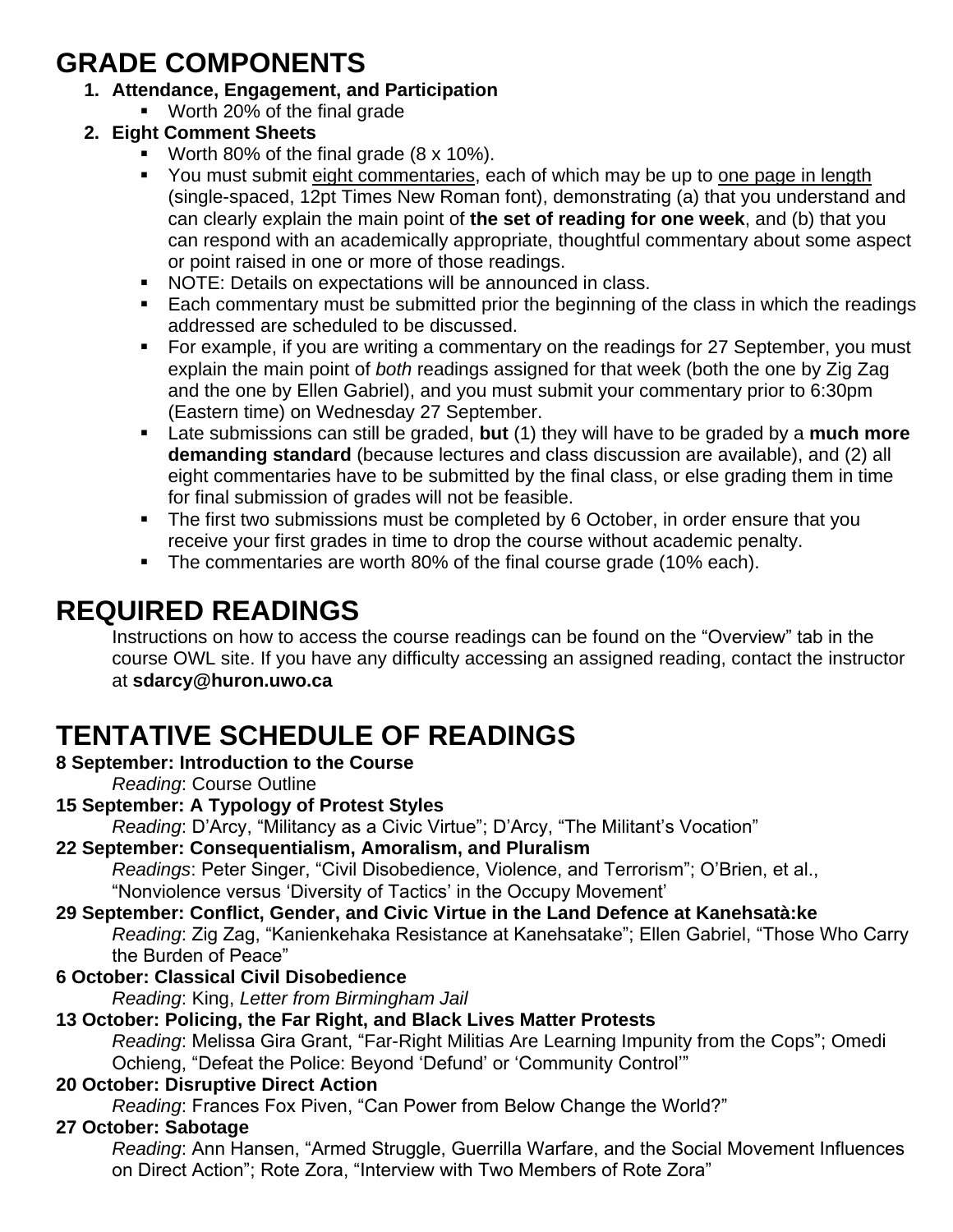# GRADE COMPONENTS

1. **Attendance, Engagement, and Participation**
   - Worth 20% of the final grade
2. **Eight Comment Sheets**
   - Worth 80% of the final grade (8 x 10%).
   - You must submit eight commentaries, each of which may be up to one page in length (single-spaced, 12pt Times New Roman font), demonstrating (a) that you understand and can clearly explain the main point of **the set of reading for one week**, and (b) that you can respond with an academically appropriate, thoughtful commentary about some aspect or point raised in one or more of those readings.
   - NOTE: Details on expectations will be announced in class.
   - Each commentary must be submitted prior the beginning of the class in which the readings addressed are scheduled to be discussed.
   - For example, if you are writing a commentary on the readings for 27 September, you must explain the main point of *both* readings assigned for that week (both the one by Zig Zag and the one by Ellen Gabriel), and you must submit your commentary prior to 6:30pm (Eastern time) on Wednesday 27 September.
   - Late submissions can still be graded, **but** (1) they will have to be graded by a **much more demanding standard** (because lectures and class discussion are available), and (2) all eight commentaries have to be submitted by the final class, or else grading them in time for final submission of grades will not be feasible.
   - The first two submissions must be completed by 6 October, in order ensure that you receive your first grades in time to drop the course without academic penalty.
   - The commentaries are worth 80% of the final course grade (10% each).

# REQUIRED READINGS

Instructions on how to access the course readings can be found on the "Overview" tab in the course OWL site. If you have any difficulty accessing an assigned reading, contact the instructor at **sdarcy@huron.uwo.ca**

# TENTATIVE SCHEDULE OF READINGS

**8 September: Introduction to the Course**
*Reading*: Course Outline

**15 September: A Typology of Protest Styles**
*Reading*: D'Arcy, "Militancy as a Civic Virtue"; D'Arcy, "The Militant's Vocation"

**22 September: Consequentialism, Amoralism, and Pluralism**
*Readings*: Peter Singer, "Civil Disobedience, Violence, and Terrorism"; O'Brien, et al., "Nonviolence versus 'Diversity of Tactics' in the Occupy Movement'

**29 September: Conflict, Gender, and Civic Virtue in the Land Defence at Kanehsatà:ke**
*Reading*: Zig Zag, "Kanienkehaka Resistance at Kanehsatake"; Ellen Gabriel, "Those Who Carry the Burden of Peace"

**6 October: Classical Civil Disobedience**
*Reading*: King, *Letter from Birmingham Jail*

**13 October: Policing, the Far Right, and Black Lives Matter Protests**
*Reading*: Melissa Gira Grant, "Far-Right Militias Are Learning Impunity from the Cops"; Omedi Ochieng, "Defeat the Police: Beyond 'Defund' or 'Community Control'"

**20 October: Disruptive Direct Action**
*Reading*: Frances Fox Piven, "Can Power from Below Change the World?"

**27 October: Sabotage**
*Reading*: Ann Hansen, "Armed Struggle, Guerrilla Warfare, and the Social Movement Influences on Direct Action"; Rote Zora, "Interview with Two Members of Rote Zora"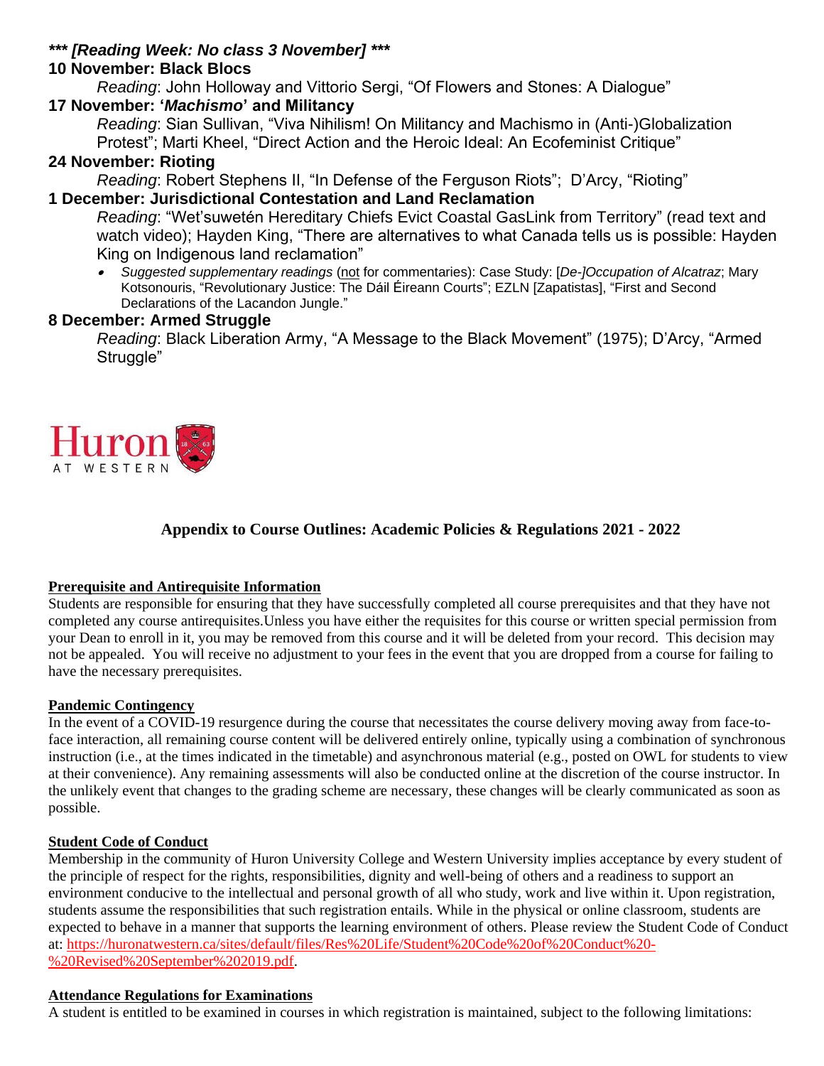***** *[Reading Week: No class 3 November]* *****

**10 November: Black Blocs**

*Reading*: John Holloway and Vittorio Sergi, "Of Flowers and Stones: A Dialogue"

**17 November: '*Machismo*' and Militancy**

*Reading*: Sian Sullivan, "Viva Nihilism! On Militancy and Machismo in (Anti-)Globalization Protest"; Marti Kheel, "Direct Action and the Heroic Ideal: An Ecofeminist Critique"

**24 November: Rioting**

*Reading*: Robert Stephens II, "In Defense of the Ferguson Riots"; D'Arcy, "Rioting"

**1 December: Jurisdictional Contestation and Land Reclamation**

*Reading*: "Wet'suwetén Hereditary Chiefs Evict Coastal GasLink from Territory" (read text and watch video); Hayden King, "There are alternatives to what Canada tells us is possible: Hayden King on Indigenous land reclamation"

- *Suggested supplementary readings* (not for commentaries): Case Study: [*De-]Occupation of Alcatraz*; Mary Kotsonouris, "Revolutionary Justice: The Dáil Éireann Courts"; EZLN [Zapatistas], "First and Second Declarations of the Lacandon Jungle."

**8 December: Armed Struggle**

*Reading*: Black Liberation Army, "A Message to the Black Movement" (1975); D'Arcy, "Armed Struggle"

Huron AT WESTERN

## Appendix to Course Outlines: Academic Policies & Regulations 2021 - 2022

### Prerequisite and Antirequisite Information

Students are responsible for ensuring that they have successfully completed all course prerequisites and that they have not completed any course antirequisites.Unless you have either the requisites for this course or written special permission from your Dean to enroll in it, you may be removed from this course and it will be deleted from your record. This decision may not be appealed. You will receive no adjustment to your fees in the event that you are dropped from a course for failing to have the necessary prerequisites.

### Pandemic Contingency

In the event of a COVID-19 resurgence during the course that necessitates the course delivery moving away from face-to-face interaction, all remaining course content will be delivered entirely online, typically using a combination of synchronous instruction (i.e., at the times indicated in the timetable) and asynchronous material (e.g., posted on OWL for students to view at their convenience). Any remaining assessments will also be conducted online at the discretion of the course instructor. In the unlikely event that changes to the grading scheme are necessary, these changes will be clearly communicated as soon as possible.

### Student Code of Conduct

Membership in the community of Huron University College and Western University implies acceptance by every student of the principle of respect for the rights, responsibilities, dignity and well-being of others and a readiness to support an environment conducive to the intellectual and personal growth of all who study, work and live within it. Upon registration, students assume the responsibilities that such registration entails. While in the physical or online classroom, students are expected to behave in a manner that supports the learning environment of others. Please review the Student Code of Conduct at: https://huronatwestern.ca/sites/default/files/Res%20Life/Student%20Code%20of%20Conduct%20-%20Revised%20September%202019.pdf.

### Attendance Regulations for Examinations

A student is entitled to be examined in courses in which registration is maintained, subject to the following limitations: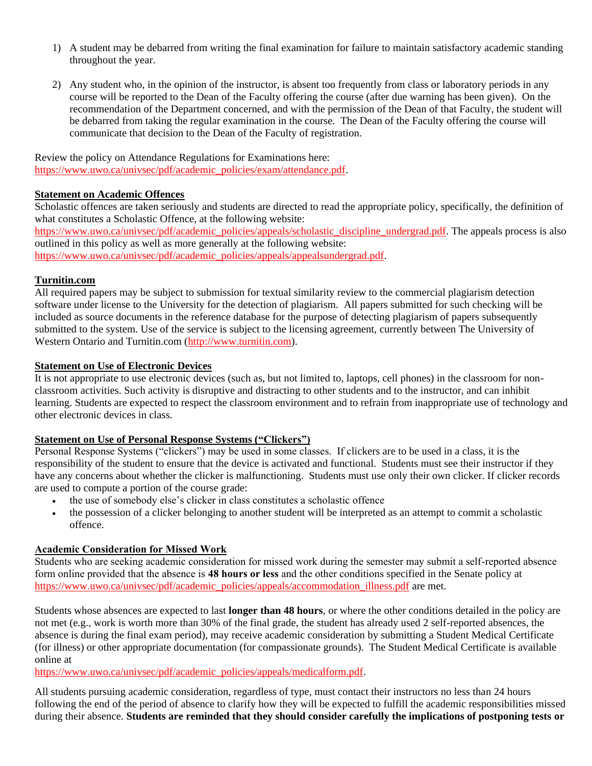1) A student may be debarred from writing the final examination for failure to maintain satisfactory academic standing throughout the year.

2) Any student who, in the opinion of the instructor, is absent too frequently from class or laboratory periods in any course will be reported to the Dean of the Faculty offering the course (after due warning has been given). On the recommendation of the Department concerned, and with the permission of the Dean of that Faculty, the student will be debarred from taking the regular examination in the course. The Dean of the Faculty offering the course will communicate that decision to the Dean of the Faculty of registration.

Review the policy on Attendance Regulations for Examinations here: https://www.uwo.ca/univsec/pdf/academic_policies/exam/attendance.pdf.

**Statement on Academic Offences**

Scholastic offences are taken seriously and students are directed to read the appropriate policy, specifically, the definition of what constitutes a Scholastic Offence, at the following website: https://www.uwo.ca/univsec/pdf/academic_policies/appeals/scholastic_discipline_undergrad.pdf. The appeals process is also outlined in this policy as well as more generally at the following website: https://www.uwo.ca/univsec/pdf/academic_policies/appeals/appealsundergrad.pdf.

**Turnitin.com**

All required papers may be subject to submission for textual similarity review to the commercial plagiarism detection software under license to the University for the detection of plagiarism. All papers submitted for such checking will be included as source documents in the reference database for the purpose of detecting plagiarism of papers subsequently submitted to the system. Use of the service is subject to the licensing agreement, currently between The University of Western Ontario and Turnitin.com (http://www.turnitin.com).

**Statement on Use of Electronic Devices**

It is not appropriate to use electronic devices (such as, but not limited to, laptops, cell phones) in the classroom for non-classroom activities. Such activity is disruptive and distracting to other students and to the instructor, and can inhibit learning. Students are expected to respect the classroom environment and to refrain from inappropriate use of technology and other electronic devices in class.

**Statement on Use of Personal Response Systems ("Clickers")**

Personal Response Systems ("clickers") may be used in some classes. If clickers are to be used in a class, it is the responsibility of the student to ensure that the device is activated and functional. Students must see their instructor if they have any concerns about whether the clicker is malfunctioning. Students must use only their own clicker. If clicker records are used to compute a portion of the course grade:

- the use of somebody else's clicker in class constitutes a scholastic offence
- the possession of a clicker belonging to another student will be interpreted as an attempt to commit a scholastic offence.

**Academic Consideration for Missed Work**

Students who are seeking academic consideration for missed work during the semester may submit a self-reported absence form online provided that the absence is **48 hours or less** and the other conditions specified in the Senate policy at https://www.uwo.ca/univsec/pdf/academic_policies/appeals/accommodation_illness.pdf are met.

Students whose absences are expected to last **longer than 48 hours**, or where the other conditions detailed in the policy are not met (e.g., work is worth more than 30% of the final grade, the student has already used 2 self-reported absences, the absence is during the final exam period), may receive academic consideration by submitting a Student Medical Certificate (for illness) or other appropriate documentation (for compassionate grounds). The Student Medical Certificate is available online at https://www.uwo.ca/univsec/pdf/academic_policies/appeals/medicalform.pdf.

All students pursuing academic consideration, regardless of type, must contact their instructors no less than 24 hours following the end of the period of absence to clarify how they will be expected to fulfill the academic responsibilities missed during their absence. **Students are reminded that they should consider carefully the implications of postponing tests or**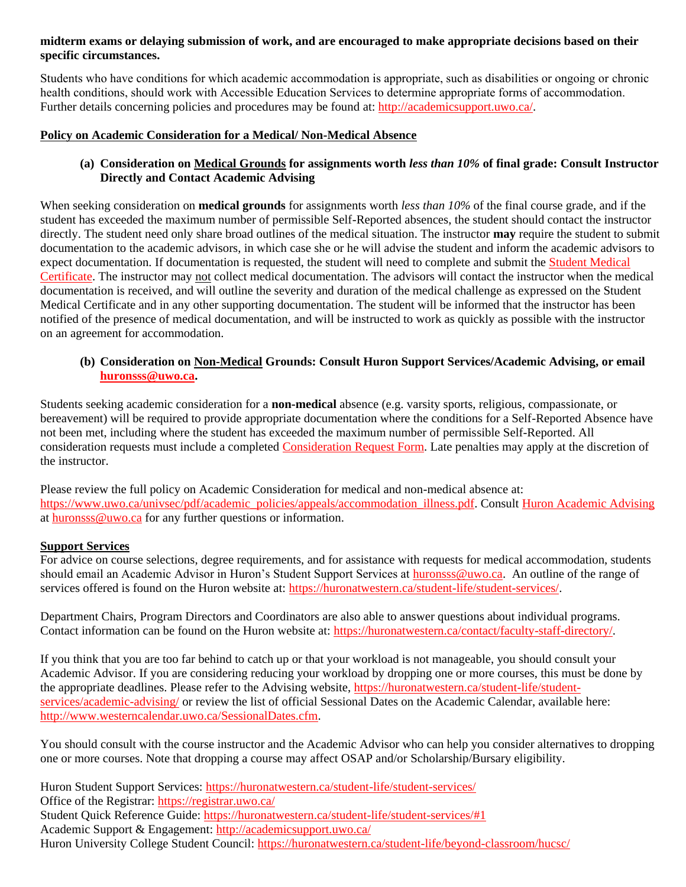**midterm exams or delaying submission of work, and are encouraged to make appropriate decisions based on their specific circumstances.**

Students who have conditions for which academic accommodation is appropriate, such as disabilities or ongoing or chronic health conditions, should work with Accessible Education Services to determine appropriate forms of accommodation. Further details concerning policies and procedures may be found at: http://academicsupport.uwo.ca/.

**Policy on Academic Consideration for a Medical/ Non-Medical Absence**

**(a) Consideration on Medical Grounds for assignments worth *less than 10%* of final grade: Consult Instructor Directly and Contact Academic Advising**

When seeking consideration on **medical grounds** for assignments worth *less than 10%* of the final course grade, and if the student has exceeded the maximum number of permissible Self-Reported absences, the student should contact the instructor directly. The student need only share broad outlines of the medical situation. The instructor **may** require the student to submit documentation to the academic advisors, in which case she or he will advise the student and inform the academic advisors to expect documentation. If documentation is requested, the student will need to complete and submit the Student Medical Certificate. The instructor may not collect medical documentation. The advisors will contact the instructor when the medical documentation is received, and will outline the severity and duration of the medical challenge as expressed on the Student Medical Certificate and in any other supporting documentation. The student will be informed that the instructor has been notified of the presence of medical documentation, and will be instructed to work as quickly as possible with the instructor on an agreement for accommodation.

**(b) Consideration on Non-Medical Grounds: Consult Huron Support Services/Academic Advising, or email huronsss@uwo.ca.**

Students seeking academic consideration for a **non-medical** absence (e.g. varsity sports, religious, compassionate, or bereavement) will be required to provide appropriate documentation where the conditions for a Self-Reported Absence have not been met, including where the student has exceeded the maximum number of permissible Self-Reported absences. All consideration requests must include a completed Consideration Request Form. Late penalties may apply at the discretion of the instructor.

Please review the full policy on Academic Consideration for medical and non-medical absence at: https://www.uwo.ca/univsec/pdf/academic_policies/appeals/accommodation_illness.pdf. Consult Huron Academic Advising at huronsss@uwo.ca for any further questions or information.

**Support Services**

For advice on course selections, degree requirements, and for assistance with requests for medical accommodation, students should email an Academic Advisor in Huron's Student Support Services at huronsss@uwo.ca. An outline of the range of services offered is found on the Huron website at: https://huronatwestern.ca/student-life/student-services/.

Department Chairs, Program Directors and Coordinators are also able to answer questions about individual programs. Contact information can be found on the Huron website at: https://huronatwestern.ca/contact/faculty-staff-directory/.

If you think that you are too far behind to catch up or that your workload is not manageable, you should consult your Academic Advisor. If you are considering reducing your workload by dropping one or more courses, this must be done by the appropriate deadlines. Please refer to the Advising website, https://huronatwestern.ca/student-life/student-services/academic-advising/ or review the list of official Sessional Dates on the Academic Calendar, available here: http://www.westerncalendar.uwo.ca/SessionalDates.cfm.

You should consult with the course instructor and the Academic Advisor who can help you consider alternatives to dropping one or more courses. Note that dropping a course may affect OSAP and/or Scholarship/Bursary eligibility.

Huron Student Support Services: https://huronatwestern.ca/student-life/student-services/
Office of the Registrar: https://registrar.uwo.ca/
Student Quick Reference Guide: https://huronatwestern.ca/student-life/student-services/#1
Academic Support & Engagement: http://academicsupport.uwo.ca/
Huron University College Student Council: https://huronatwestern.ca/student-life/beyond-classroom/hucsc/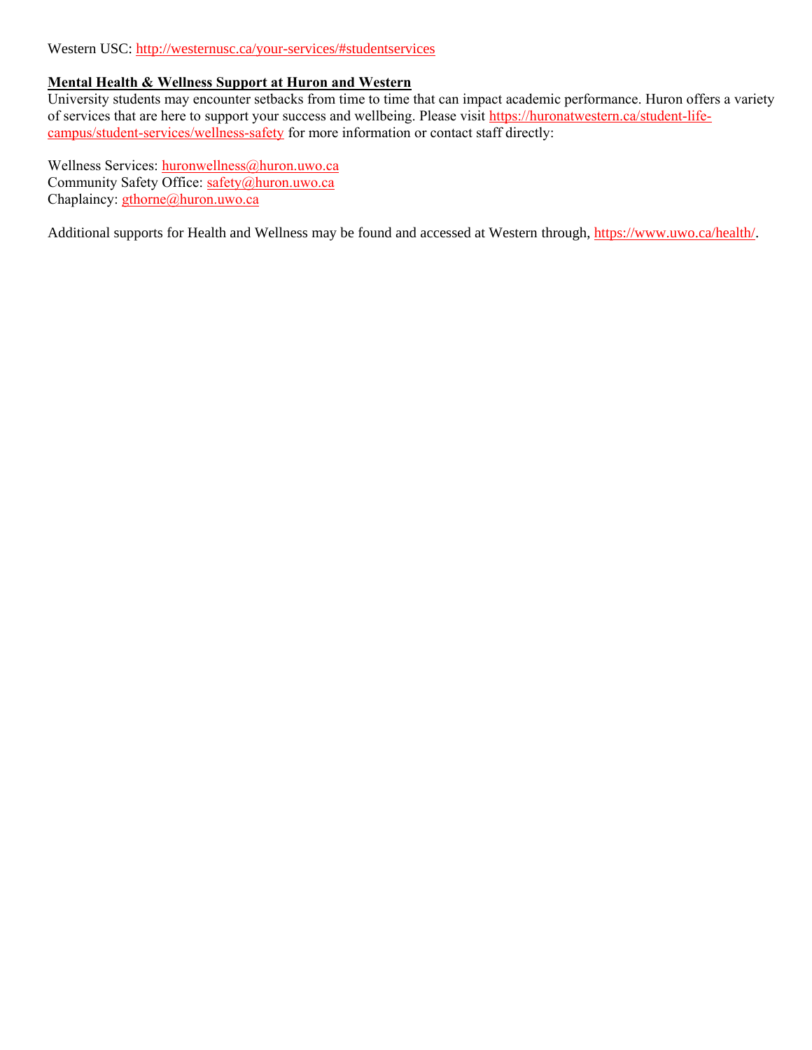Western USC: http://westernusc.ca/your-services/#studentservices

**Mental Health & Wellness Support at Huron and Western**

University students may encounter setbacks from time to time that can impact academic performance. Huron offers a variety of services that are here to support your success and wellbeing. Please visit https://huronatwestern.ca/student-life-campus/student-services/wellness-safety for more information or contact staff directly:

Wellness Services: huronwellness@huron.uwo.ca
Community Safety Office: safety@huron.uwo.ca
Chaplaincy: gthorne@huron.uwo.ca

Additional supports for Health and Wellness may be found and accessed at Western through, https://www.uwo.ca/health/.